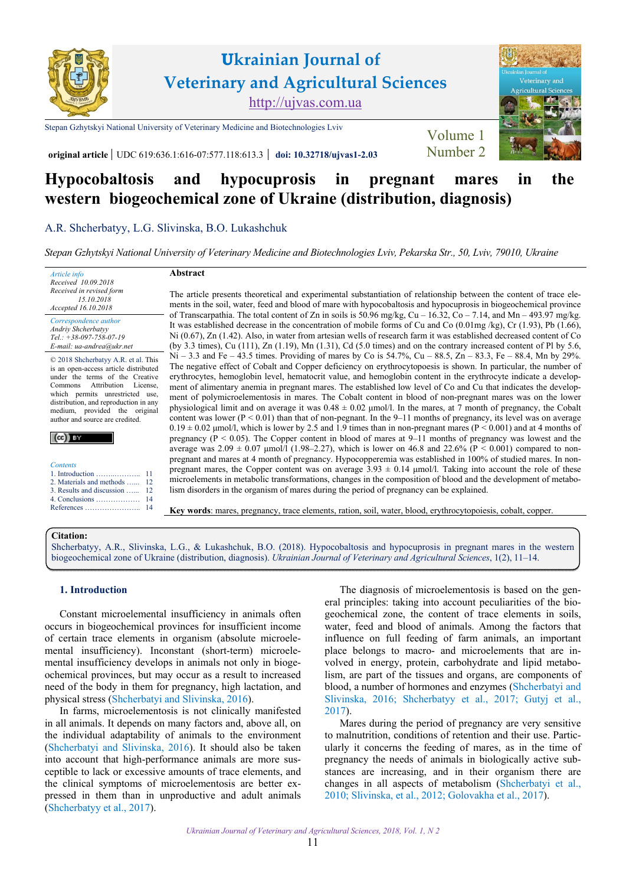# Ukrainian Journal of Veterinary and Agricultural Sciences

http://ujvas.com.ua

Stepan Gzhytskyi National University of Veterinary Medicine and Biotechnologies Lviv

**original article** | UDC 619:636.1:616-07:577.118:613.3 | **doi: 10.32718/ujvas1-2.03**

# Hypocobaltosis and hypocuprosis in pregnant mares in the western biogeochemical zone of Ukraine (distribution, diagnosis)

A.R. Shcherbatyy, L.G. Slivinska, B.O. Lukashchuk

*Stepan Gzhytskyi National University of Veterinary Medicine and Biotechnologies Lviv, Pekarska Str., 50, Lviv, 79010, Ukraine*

*Article info*
Received 10.09.2018
Received in revised form 15.10.2018
Accepted 16.10.2018

*Correspondence author*
Andriy Shcherbatyy
Tel.: +38-097-758-07-19
E-mail: ua-andrea@ukr.net

© 2018 Shcherbatyy A.R. et al. This is an open-access article distributed under the terms of the Creative Commons Attribution License, which permits unrestricted use, distribution, and reproduction in any medium, provided the original author and source are credited.

*Contents*
1. Introduction …………… 11
2. Materials and methods …… 12
3. Results and discussion …… 12
4. Conclusions ……………… 14
References ………………… 14

**Abstract**

The article presents theoretical and experimental substantiation of relationship between the content of trace elements in the soil, water, feed and blood of mare with hypocobaltosis and hypocuprosis in biogeochemical province of Transcarpathia. The total content of Zn in soils is 50.96 mg/kg, Cu – 16.32, Co – 7.14, and Mn – 493.97 mg/kg. It was established decrease in the concentration of mobile forms of Cu and Co (0.01mg /kg), Cr (1.93), Pb (1.66), Ni (0.67), Zn (1.42). Also, in water from artesian wells of research farm it was established decreased content of Co (by 3.3 times), Cu (111), Zn (1.19), Mn (1.31), Cd (5.0 times) and on the contrary increased content of Pl by 5.6, Ni – 3.3 and Fe – 43.5 times. Providing of mares by Co is 54.7%, Cu – 88.5, Zn – 83.3, Fe – 88.4, Mn by 29%. The negative effect of Cobalt and Copper deficiency on erythrocytopoiesis is shown. In particular, the number of erythrocytes, hemoglobin level, hematocrit value, and hemoglobin content in the erythrocyte indicate a development of alimentary anemia in pregnant mares. The established low level of Co and Cu that indicates the development of polymicroelementosis in mares. The Cobalt content in blood of non-pregnant mares was on the lower physiological limit and on average it was 0.48 ± 0.02 μmol/l. In the mares, at 7 month of pregnancy, the Cobalt content was lower ($P < 0.01$) than that of non-pegnant. In the 9–11 months of pregnancy, its level was on average 0.19 ± 0.02 μmol/l, which is lower by 2.5 and 1.9 times than in non-pregnant mares ($P < 0.001$) and at 4 months of pregnancy ($P < 0.05$). The Copper content in blood of mares at 9–11 months of pregnancy was lowest and the average was 2.09 ± 0.07 μmol/l (1.98–2.27), which is lower on 46.8 and 22.6% ($P < 0.001$) compared to non-pregnant and mares at 4 month of pregnancy. Hypocopperemia was established in 100% of studied mares. In non-pregnant mares, the Copper content was on average 3.93 ± 0.14 μmol/l. Taking into account the role of these microelements in metabolic transformations, changes in the composition of blood and the development of metabolism disorders in the organism of mares during the period of pregnancy can be explained.

**Key words**: mares, pregnancy, trace elements, ration, soil, water, blood, erythrocytopoiesis, cobalt, copper.

**Citation:**
Shcherbatyy, A.R., Slivinska, L.G., & Lukashchuk, B.O. (2018). Hypocobaltosis and hypocuprosis in pregnant mares in the western biogeochemical zone of Ukraine (distribution, diagnosis). *Ukrainian Journal of Veterinary and Agricultural Sciences*, 1(2), 11–14.

## 1. Introduction

Constant microelemental insufficiency in animals often occurs in biogeochemical provinces for insufficient income of certain trace elements in organism (absolute microelemental insufficiency). Inconstant (short-term) microelemental insufficiency develops in animals not only in biogeochemical provinces, but may occur as a result to increased need of the body in them for pregnancy, high lactation, and physical stress (Shcherbatyi and Slivinska, 2016).

In farms, microelementosis is not clinically manifested in all animals. It depends on many factors and, above all, on the individual adaptability of animals to the environment (Shcherbatyi and Slivinska, 2016). It should also be taken into account that high-performance animals are more susceptible to lack or excessive amounts of trace elements, and the clinical symptoms of microelementosis are better expressed in them than in unproductive and adult animals (Shcherbatyy et al., 2017).

The diagnosis of microelementosis is based on the general principles: taking into account peculiarities of the biogeochemical zone, the content of trace elements in soils, water, feed and blood of animals. Among the factors that influence on full feeding of farm animals, an important place belongs to macro- and microelements that are involved in energy, protein, carbohydrate and lipid metabolism, are part of the tissues and organs, are components of blood, a number of hormones and enzymes (Shcherbatyi and Slivinska, 2016; Shcherbatyy et al., 2017; Gutyj et al., 2017).

Mares during the period of pregnancy are very sensitive to malnutrition, conditions of retention and their use. Particularly it concerns the feeding of mares, as in the time of pregnancy the needs of animals in biologically active substances are increasing, and in their organism there are changes in all aspects of metabolism (Shcherbatyi et al., 2010; Slivinska, et al., 2012; Golovakha et al., 2017).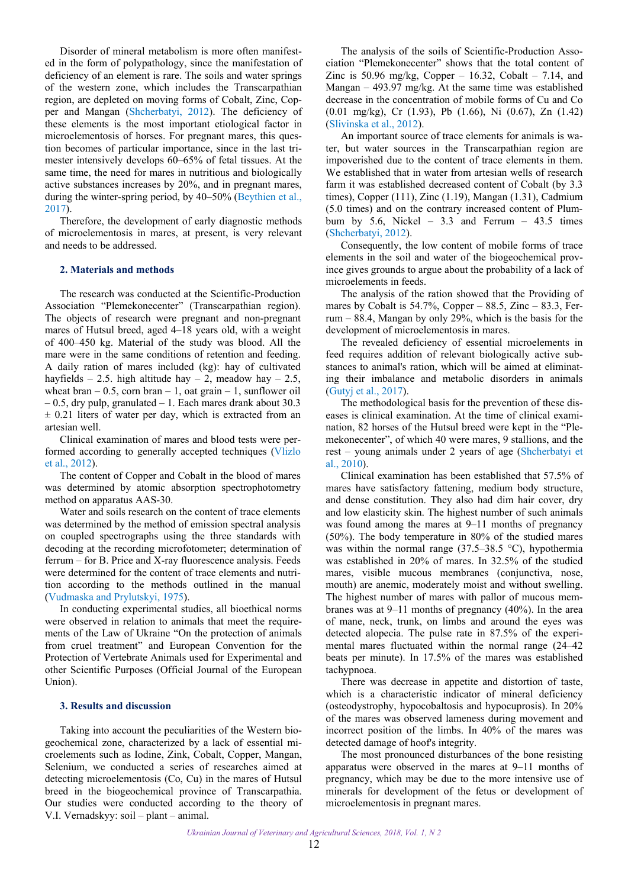Disorder of mineral metabolism is more often manifested in the form of polypathology, since the manifestation of deficiency of an element is rare. The soils and water springs of the western zone, which includes the Transcarpathian region, are depleted on moving forms of Cobalt, Zinc, Copper and Mangan (Shcherbatyi, 2012). The deficiency of these elements is the most important etiological factor in microelementosis of horses. For pregnant mares, this question becomes of particular importance, since in the last trimester intensively develops 60–65% of fetal tissues. At the same time, the need for mares in nutritious and biologically active substances increases by 20%, and in pregnant mares, during the winter-spring period, by 40–50% (Beythien et al., 2017).

Therefore, the development of early diagnostic methods of microelementosis in mares, at present, is very relevant and needs to be addressed.

## 2. Materials and methods

The research was conducted at the Scientific-Production Association "Plemekonecenter" (Transcarpathian region). The objects of research were pregnant and non-pregnant mares of Hutsul breed, aged 4–18 years old, with a weight of 400–450 kg. Material of the study was blood. All the mare were in the same conditions of retention and feeding. A daily ration of mares included (kg): hay of cultivated hayfields – 2.5. high altitude hay – 2, meadow hay – 2.5, wheat bran – 0.5, corn bran – 1, oat grain – 1, sunflower oil – 0.5, dry pulp, granulated – 1. Each mares drank about 30.3 ± 0.21 liters of water per day, which is extracted from an artesian well.

Clinical examination of mares and blood tests were performed according to generally accepted techniques (Vlizlo et al., 2012).

The content of Copper and Cobalt in the blood of mares was determined by atomic absorption spectrophotometry method on apparatus AAS-30.

Water and soils research on the content of trace elements was determined by the method of emission spectral analysis on coupled spectrographs using the three standards with decoding at the recording microfotometer; determination of ferrum – for B. Price and X-ray fluorescence analysis. Feeds were determined for the content of trace elements and nutrition according to the methods outlined in the manual (Vudmaska and Prylutskyi, 1975).

In conducting experimental studies, all bioethical norms were observed in relation to animals that meet the requirements of the Law of Ukraine "On the protection of animals from cruel treatment" and European Convention for the Protection of Vertebrate Animals used for Experimental and other Scientific Purposes (Official Journal of the European Union).

## 3. Results and discussion

Taking into account the peculiarities of the Western biogeochemical zone, characterized by a lack of essential microelements such as Iodine, Zink, Cobalt, Copper, Mangan, Selenium, we conducted a series of researches aimed at detecting microelementosis (Co, Cu) in the mares of Hutsul breed in the biogeochemical province of Transcarpathia. Our studies were conducted according to the theory of V.I. Vernadskyy: soil – plant – animal.

The analysis of the soils of Scientific-Production Association "Plemekonecenter" shows that the total content of Zinc is 50.96 mg/kg, Copper – 16.32, Cobalt – 7.14, and Mangan – 493.97 mg/kg. At the same time was established decrease in the concentration of mobile forms of Cu and Co (0.01 mg/kg), Cr (1.93), Pb (1.66), Ni (0.67), Zn (1.42) (Slivinska et al., 2012).

An important source of trace elements for animals is water, but water sources in the Transcarpathian region are impoverished due to the content of trace elements in them. We established that in water from artesian wells of research farm it was established decreased content of Cobalt (by 3.3 times), Copper (111), Zinc (1.19), Mangan (1.31), Cadmium (5.0 times) and on the contrary increased content of Plumbum by 5.6, Nickel – 3.3 and Ferrum – 43.5 times (Shcherbatyi, 2012).

Consequently, the low content of mobile forms of trace elements in the soil and water of the biogeochemical province gives grounds to argue about the probability of a lack of microelements in feeds.

The analysis of the ration showed that the Providing of mares by Cobalt is 54.7%, Copper – 88.5, Zinc – 83.3, Ferrum – 88.4, Mangan by only 29%, which is the basis for the development of microelementosis in mares.

The revealed deficiency of essential microelements in feed requires addition of relevant biologically active substances to animal's ration, which will be aimed at eliminating their imbalance and metabolic disorders in animals (Gutyj et al., 2017).

The methodological basis for the prevention of these diseases is clinical examination. At the time of clinical examination, 82 horses of the Hutsul breed were kept in the "Plemekonecenter", of which 40 were mares, 9 stallions, and the rest – young animals under 2 years of age (Shcherbatyi et al., 2010).

Clinical examination has been established that 57.5% of mares have satisfactory fattening, medium body structure, and dense constitution. They also had dim hair cover, dry and low elasticity skin. The highest number of such animals was found among the mares at 9–11 months of pregnancy (50%). The body temperature in 80% of the studied mares was within the normal range (37.5–38.5 °C), hypothermia was established in 20% of mares. In 32.5% of the studied mares, visible mucous membranes (conjunctiva, nose, mouth) are anemic, moderately moist and without swelling. The highest number of mares with pallor of mucous membranes was at 9–11 months of pregnancy (40%). In the area of mane, neck, trunk, on limbs and around the eyes was detected alopecia. The pulse rate in 87.5% of the experimental mares fluctuated within the normal range (24–42 beats per minute). In 17.5% of the mares was established tachypnoea.

There was decrease in appetite and distortion of taste, which is a characteristic indicator of mineral deficiency (osteodystrophy, hypocobaltosis and hypocuprosis). In 20% of the mares was observed lameness during movement and incorrect position of the limbs. In 40% of the mares was detected damage of hoof's integrity.

The most pronounced disturbances of the bone resisting apparatus were observed in the mares at 9–11 months of pregnancy, which may be due to the more intensive use of minerals for development of the fetus or development of microelementosis in pregnant mares.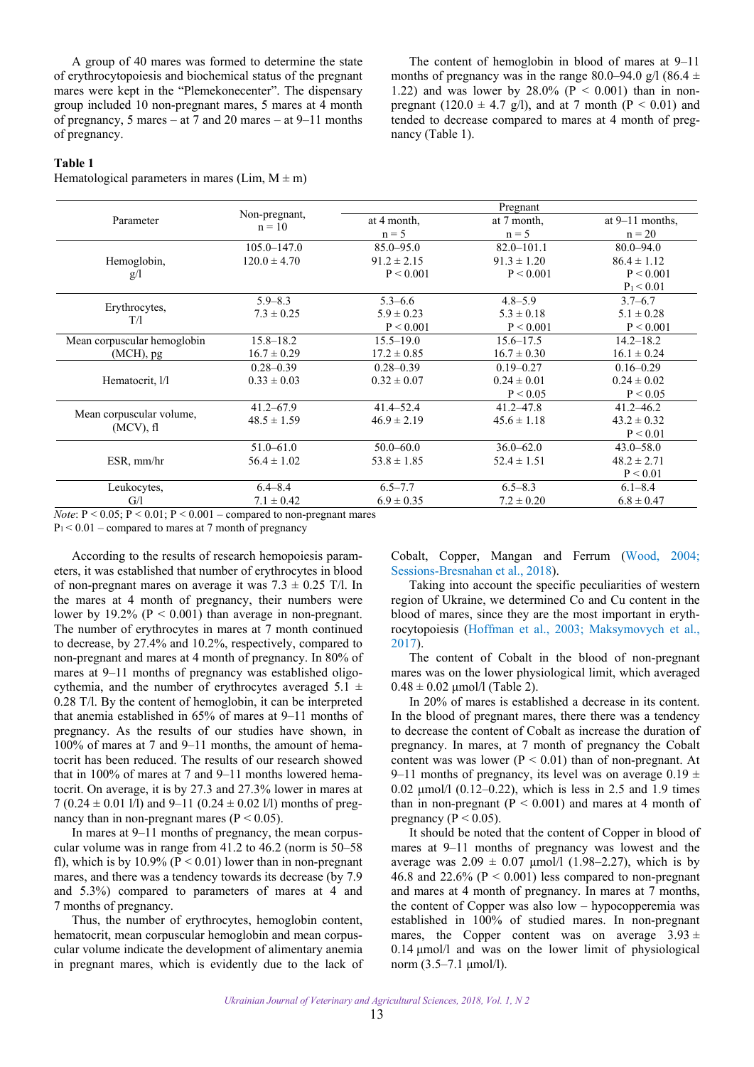A group of 40 mares was formed to determine the state of erythrocytopoiesis and biochemical status of the pregnant mares were kept in the "Plemekonecenter". The dispensary group included 10 non-pregnant mares, 5 mares at 4 month of pregnancy, 5 mares – at 7 and 20 mares – at 9–11 months of pregnancy.

The content of hemoglobin in blood of mares at 9–11 months of pregnancy was in the range 80.0–94.0 g/l (86.4 ± 1.22) and was lower by 28.0% (P < 0.001) than in non-pregnant (120.0 ± 4.7 g/l), and at 7 month (P < 0.01) and tended to decrease compared to mares at 4 month of pregnancy (Table 1).

**Table 1**

Hematological parameters in mares (Lim, M ± m)

| Parameter | Non-pregnant, n = 10 | Pregnant | | |
|---|---|---|---|---|
| | | at 4 month, n = 5 | at 7 month, n = 5 | at 9–11 months, n = 20 |
| Hemoglobin, g/l | 105.0–147.0<br>120.0 ± 4.70 | 85.0–95.0<br>91.2 ± 2.15<br>P < 0.001 | 82.0–101.1<br>91.3 ± 1.20<br>P < 0.001 | 80.0–94.0<br>86.4 ± 1.12<br>P < 0.001<br>$P_1 < 0.01$ |
| Erythrocytes, T/l | 5.9–8.3<br>7.3 ± 0.25 | 5.3–6.6<br>5.9 ± 0.23<br>P < 0.001 | 4.8–5.9<br>5.3 ± 0.18<br>P < 0.001 | 3.7–6.7<br>5.1 ± 0.28<br>P < 0.001 |
| Mean corpuscular hemoglobin (MCH), pg | 15.8–18.2<br>16.7 ± 0.29 | 15.5–19.0<br>17.2 ± 0.85 | 15.6–17.5<br>16.7 ± 0.30 | 14.2–18.2<br>16.1 ± 0.24 |
| Hematocrit, l/l | 0.28–0.39<br>0.33 ± 0.03 | 0.28–0.39<br>0.32 ± 0.07 | 0.19–0.27<br>0.24 ± 0.01<br>P < 0.05 | 0.16–0.29<br>0.24 ± 0.02<br>P < 0.05 |
| Mean corpuscular volume, (MCV), fl | 41.2–67.9<br>48.5 ± 1.59 | 41.4–52.4<br>46.9 ± 2.19 | 41.2–47.8<br>45.6 ± 1.18 | 41.2–46.2<br>43.2 ± 0.32<br>P < 0.01 |
| ESR, mm/hr | 51.0–61.0<br>56.4 ± 1.02 | 50.0–60.0<br>53.8 ± 1.85 | 36.0–62.0<br>52.4 ± 1.51 | 43.0–58.0<br>48.2 ± 2.71<br>P < 0.01 |
| Leukocytes, G/l | 6.4–8.4<br>7.1 ± 0.42 | 6.5–7.7<br>6.9 ± 0.35 | 6.5–8.3<br>7.2 ± 0.20 | 6.1–8.4<br>6.8 ± 0.47 |

*Note*: P < 0.05; P < 0.01; P < 0.001 – compared to non-pregnant mares
$P_1 < 0.01$ – compared to mares at 7 month of pregnancy

According to the results of research hemopoiesis parameters, it was established that number of erythrocytes in blood of non-pregnant mares on average it was 7.3 ± 0.25 T/l. In the mares at 4 month of pregnancy, their numbers were lower by 19.2% (P < 0.001) than average in non-pregnant. The number of erythrocytes in mares at 7 month continued to decrease, by 27.4% and 10.2%, respectively, compared to non-pregnant mares and mares at 4 month of pregnancy. In 80% of mares at 9–11 months of pregnancy was established oligocythemia, and the number of erythrocytes averaged 5.1 ± 0.28 T/l. By the content of hemoglobin, it can be interpreted that anemia established in 65% of mares at 9–11 months of pregnancy. As the results of our studies have shown, in 100% of mares at 7 and 9–11 months, the amount of hematocrit has been reduced. The results of our research showed that in 100% of mares at 7 and 9–11 months lowered hematocrit. On average, it is by 27.3 and 27.3% lower in mares at 7 (0.24 ± 0.01 l/l) and 9–11 (0.24 ± 0.02 l/l) months of pregnancy than in non-pregnant mares (P < 0.05).

In mares at 9–11 months of pregnancy, the mean corpuscular volume was in range from 41.2 to 46.2 (norm is 50–58 fl), which is by 10.9% (P < 0.01) lower than in non-pregnant mares, and there was a tendency towards its decrease (by 7.9 and 5.3%) compared to parameters of mares at 4 and 7 months of pregnancy.

Thus, the number of erythrocytes, hemoglobin content, hematocrit, mean corpuscular hemoglobin and mean corpuscular volume indicate the development of alimentary anemia in pregnant mares, which is evidently due to the lack of Cobalt, Copper, Mangan and Ferrum (Wood, 2004; Sessions-Bresnahan et al., 2018).

Taking into account the specific peculiarities of western region of Ukraine, we determined Co and Cu content in the blood of mares, since they are the most important in erythrocytopoiesis (Hoffman et al., 2003; Maksymovych et al., 2017).

The content of Cobalt in the blood of non-pregnant mares was on the lower physiological limit, which averaged 0.48 ± 0.02 μmol/l (Table 2).

In 20% of mares is established a decrease in its content. In the blood of pregnant mares, there there was a tendency to decrease the content of Cobalt as increase the duration of pregnancy. In mares, at 7 month of pregnancy the Cobalt content was was lower (P < 0.01) than of non-pregnant. At 9–11 months of pregnancy, its level was on average 0.19 ± 0.02 μmol/l (0.12–0.22), which is less in 2.5 and 1.9 times than in non-pregnant (P < 0.001) and mares at 4 month of pregnancy (P < 0.05).

It should be noted that the content of Copper in blood of mares at 9–11 months of pregnancy was lowest and the average was 2.09 ± 0.07 μmol/l (1.98–2.27), which is by 46.8 and 22.6% (P < 0.001) less compared to non-pregnant and mares at 4 month of pregnancy. In mares at 7 months, the content of Copper was also low – hypocopperemia was established in 100% of studied mares. In non-pregnant mares, the Copper content was on average 3.93 ± 0.14 μmol/l and was on the lower limit of physiological norm (3.5–7.1 μmol/l).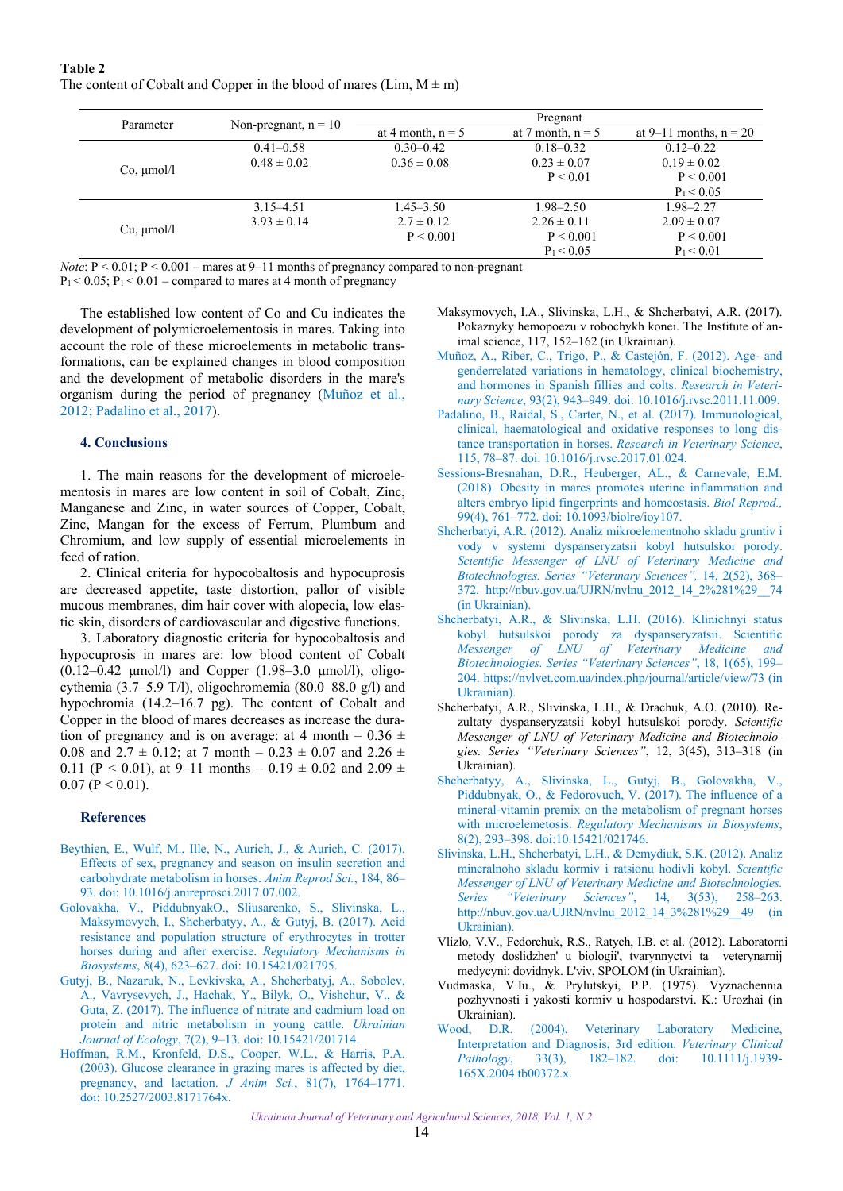**Table 2**
The content of Cobalt and Copper in the blood of mares (Lim, M ± m)

| Parameter | Non-pregnant, n = 10 | Pregnant | | |
|---|---|---|---|---|
| | | at 4 month, n = 5 | at 7 month, n = 5 | at 9–11 months, n = 20 |
| Co, μmol/l | 0.41–0.58<br>0.48 ± 0.02 | 0.30–0.42<br>0.36 ± 0.08 | 0.18–0.32<br>0.23 ± 0.07<br>P < 0.01 | 0.12–0.22<br>0.19 ± 0.02<br>P < 0.001<br>$P_1 < 0.05$ |
| Cu, μmol/l | 3.15–4.51<br>3.93 ± 0.14 | 1.45–3.50<br>2.7 ± 0.12<br>P < 0.001 | 1.98–2.50<br>2.26 ± 0.11<br>P < 0.001<br>$P_1 < 0.05$ | 1.98–2.27<br>2.09 ± 0.07<br>P < 0.001<br>$P_1 < 0.01$ |

*Note*: P < 0.01; P < 0.001 – mares at 9–11 months of pregnancy compared to non-pregnant
$P_1 < 0.05$; $P_1 < 0.01$ – compared to mares at 4 month of pregnancy

The established low content of Co and Cu indicates the development of polymicroelementosis in mares. Taking into account the role of these microelements in metabolic transformations, can be explained changes in blood composition and the development of metabolic disorders in the mare's organism during the period of pregnancy (Muñoz et al., 2012; Padalino et al., 2017).

## 4. Conclusions

1. The main reasons for the development of microelementosis in mares are low content in soil of Cobalt, Zinc, Manganese and Zinc, in water sources of Copper, Cobalt, Zinc, Mangan for the excess of Ferrum, Plumbum and Chromium, and low supply of essential microelements in feed of ration.

2. Clinical criteria for hypocobaltosis and hypocuprosis are decreased appetite, taste distortion, pallor of visible mucous membranes, dim hair cover with alopecia, low elastic skin, disorders of cardiovascular and digestive functions.

3. Laboratory diagnostic criteria for hypocobaltosis and hypocuprosis in mares are: low blood content of Cobalt (0.12–0.42 μmol/l) and Copper (1.98–3.0 μmol/l), oligocythemia (3.7–5.9 T/l), oligochromemia (80.0–88.0 g/l) and hypochromia (14.2–16.7 pg). The content of Cobalt and Copper in the blood of mares decreases as increase the duration of pregnancy and is on average: at 4 month – 0.36 ± 0.08 and 2.7 ± 0.12; at 7 month – 0.23 ± 0.07 and 2.26 ± 0.11 (P < 0.01), at 9–11 months – 0.19 ± 0.02 and 2.09 ± 0.07 (P < 0.01).

## References

Beythien, E., Wulf, M., Ille, N., Aurich, J., & Aurich, C. (2017). Effects of sex, pregnancy and season on insulin secretion and carbohydrate metabolism in horses. *Anim Reprod Sci.*, 184, 86–93. doi: 10.1016/j.anireprosci.2017.07.002.

Golovakha, V., PiddubnyakO., Sliusarenko, S., Slivinska, L., Maksymovych, I., Shcherbatyy, A., & Gutyj, B. (2017). Acid resistance and population structure of erythrocytes in trotter horses during and after exercise. *Regulatory Mechanisms in Biosystems*, *8*(4), 623–627. doi: 10.15421/021795.

Gutyj, B., Nazaruk, N., Levkivska, A., Shcherbatyj, A., Sobolev, A., Vavrysevych, J., Hachak, Y., Bilyk, O., Vishchur, V., & Guta, Z. (2017). The influence of nitrate and cadmium load on protein and nitric metabolism in young cattle. *Ukrainian Journal of Ecology*, 7(2), 9–13. doi: 10.15421/201714.

Hoffman, R.M., Kronfeld, D.S., Cooper, W.L., & Harris, P.A. (2003). Glucose clearance in grazing mares is affected by diet, pregnancy, and lactation. *J Anim Sci.*, 81(7), 1764–1771. doi: 10.2527/2003.8171764x.

Maksymovych, I.A., Slivinska, L.H., & Shcherbatyi, A.R. (2017). Pokaznyky hemopoezu v robochykh konei. The Institute of animal science, 117, 152–162 (in Ukrainian).

Muñoz, A., Riber, C., Trigo, P., & Castejón, F. (2012). Age- and genderrelated variations in hematology, clinical biochemistry, and hormones in Spanish fillies and colts. *Research in Veterinary Science*, 93(2), 943–949. doi: 10.1016/j.rvsc.2011.11.009.

Padalino, B., Raidal, S., Carter, N., et al. (2017). Immunological, clinical, haematological and oxidative responses to long distance transportation in horses. *Research in Veterinary Science*, 115, 78–87. doi: 10.1016/j.rvsc.2017.01.024.

Sessions-Bresnahan, D.R., Heuberger, AL., & Carnevale, E.M. (2018). Obesity in mares promotes uterine inflammation and alters embryo lipid fingerprints and homeostasis. *Biol Reprod.*, 99(4), 761–772. doi: 10.1093/biolre/ioy107.

Shcherbatyi, A.R. (2012). Analiz mikroelementnoho skladu gruntiv i vody v systemi dyspanseryzatsii kobyl hutsulskoi porody. *Scientific Messenger of LNU of Veterinary Medicine and Biotechnologies. Series "Veterinary Sciences"*, 14, 2(52), 368–372. http://nbuv.gov.ua/UJRN/nvlnu_2012_14_2%281%29__74 (in Ukrainian).

Shcherbatyi, A.R., & Slivinska, L.H. (2016). Klinichnyi status kobyl hutsulskoi porody za dyspanseryzatsii. Scientific *Messenger of LNU of Veterinary Medicine and Biotechnologies. Series "Veterinary Sciences"*, 18, 1(65), 199–204. https://nvlvet.com.ua/index.php/journal/article/view/73 (in Ukrainian).

Shcherbatyi, A.R., Slivinska, L.H., & Drachuk, A.O. (2010). Rezultaty dyspanseryzatsii kobyl hutsulskoi porody. *Scientific Messenger of LNU of Veterinary Medicine and Biotechnologies. Series "Veterinary Sciences"*, 12, 3(45), 313–318 (in Ukrainian).

Shcherbatyy, A., Slivinska, L., Gutyj, B., Golovakha, V., Piddubnyak, O., & Fedorovuch, V. (2017). The influence of a mineral-vitamin premix on the metabolism of pregnant horses with microelemetosis. *Regulatory Mechanisms in Biosystems*, 8(2), 293–398. doi:10.15421/021746.

Slivinska, L.H., Shcherbatyi, L.H., & Demydiuk, S.K. (2012). Analiz mineralnoho skladu kormiv i ratsionu hodivli kobyl. *Scientific Messenger of LNU of Veterinary Medicine and Biotechnologies. Series "Veterinary Sciences"*, 14, 3(53), 258–263. http://nbuv.gov.ua/UJRN/nvlnu_2012_14_3%281%29__49 (in Ukrainian).

Vlizlo, V.V., Fedorchuk, R.S., Ratych, I.B. et al. (2012). Laboratorni metody doslidzhen' u biologii', tvarynnyctvi ta veterynarnij medycyni: dovidnyk. L'viv, SPOLOM (in Ukrainian).

Vudmaska, V.Iu., & Prylutskyi, P.P. (1975). Vyznachennia pozhyvnosti i yakosti kormiv u hospodarstvi. K.: Urozhai (in Ukrainian).

Wood, D.R. (2004). Veterinary Laboratory Medicine, Interpretation and Diagnosis, 3rd edition. *Veterinary Clinical Pathology*, 33(3), 182–182. doi: 10.1111/j.1939-165X.2004.tb00372.x.